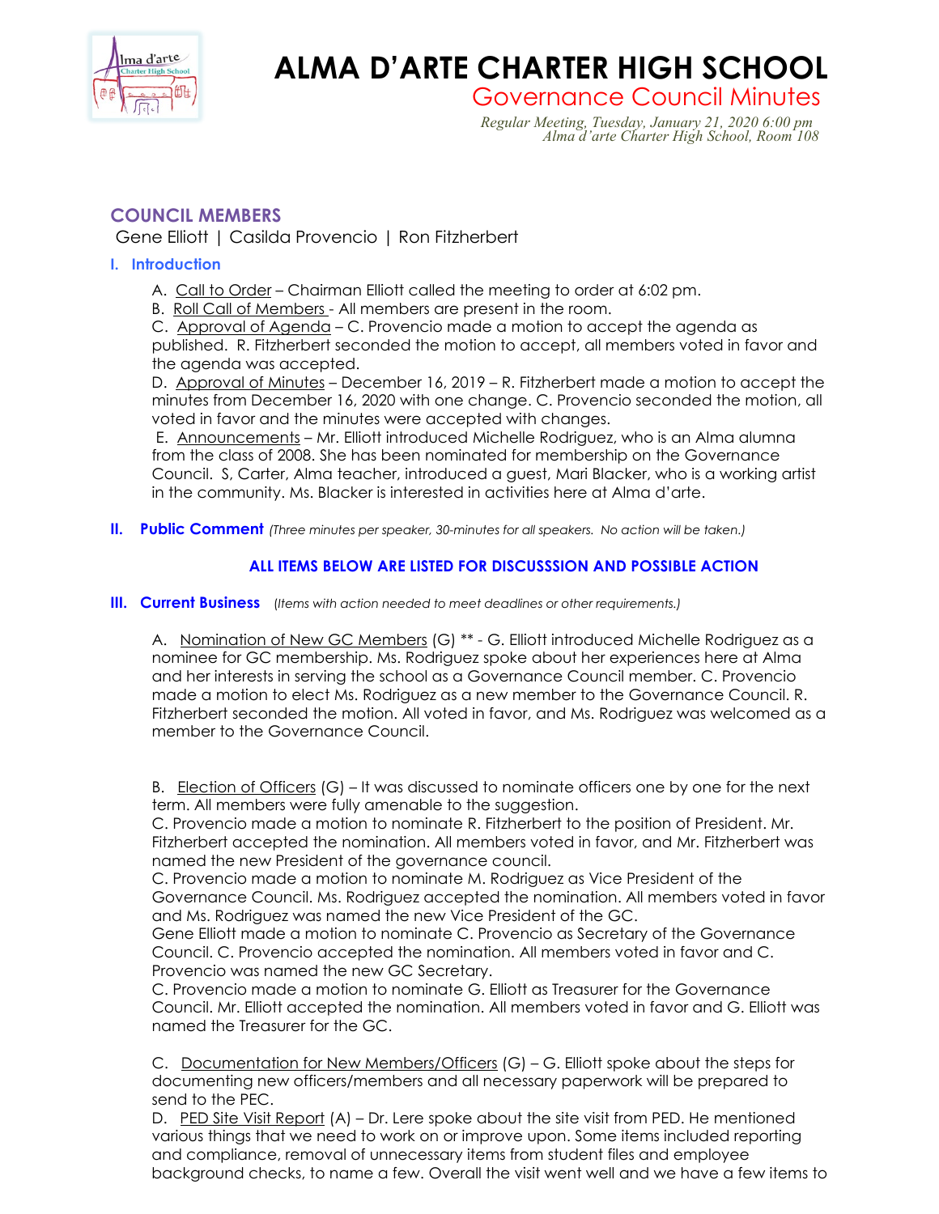# ALMA D'ARTE CHARTER HIGH SCHOOL

## Governance Council Minutes

*Regular Meeting, Tuesday, January 21, 2020 6:00 pm*
*Alma d'arte Charter High School, Room 108*

## COUNCIL MEMBERS

Gene Elliott | Casilda Provencio | Ron Fitzherbert

### I. Introduction

A. Call to Order – Chairman Elliott called the meeting to order at 6:02 pm.
B. Roll Call of Members - All members are present in the room.
C. Approval of Agenda – C. Provencio made a motion to accept the agenda as published. R. Fitzherbert seconded the motion to accept, all members voted in favor and the agenda was accepted.
D. Approval of Minutes – December 16, 2019 – R. Fitzherbert made a motion to accept the minutes from December 16, 2020 with one change. C. Provencio seconded the motion, all voted in favor and the minutes were accepted with changes.
E. Announcements – Mr. Elliott introduced Michelle Rodriguez, who is an Alma alumna from the class of 2008. She has been nominated for membership on the Governance Council. S, Carter, Alma teacher, introduced a guest, Mari Blacker, who is a working artist in the community. Ms. Blacker is interested in activities here at Alma d'arte.

### II. Public Comment *(Three minutes per speaker, 30-minutes for all speakers. No action will be taken.)*

**ALL ITEMS BELOW ARE LISTED FOR DISCUSSSION AND POSSIBLE ACTION**

### III. Current Business *(Items with action needed to meet deadlines or other requirements.)*

A. Nomination of New GC Members (G) ** - G. Elliott introduced Michelle Rodriguez as a nominee for GC membership. Ms. Rodriguez spoke about her experiences here at Alma and her interests in serving the school as a Governance Council member. C. Provencio made a motion to elect Ms. Rodriguez as a new member to the Governance Council. R. Fitzherbert seconded the motion. All voted in favor, and Ms. Rodriguez was welcomed as a member to the Governance Council.

B. Election of Officers (G) – It was discussed to nominate officers one by one for the next term. All members were fully amenable to the suggestion.
C. Provencio made a motion to nominate R. Fitzherbert to the position of President. Mr. Fitzherbert accepted the nomination. All members voted in favor, and Mr. Fitzherbert was named the new President of the governance council.
C. Provencio made a motion to nominate M. Rodriguez as Vice President of the Governance Council. Ms. Rodriguez accepted the nomination. All members voted in favor and Ms. Rodriguez was named the new Vice President of the GC.
Gene Elliott made a motion to nominate C. Provencio as Secretary of the Governance Council. C. Provencio accepted the nomination. All members voted in favor and C. Provencio was named the new GC Secretary.
C. Provencio made a motion to nominate G. Elliott as Treasurer for the Governance Council. Mr. Elliott accepted the nomination. All members voted in favor and G. Elliott was named the Treasurer for the GC.

C. Documentation for New Members/Officers (G) – G. Elliott spoke about the steps for documenting new officers/members and all necessary paperwork will be prepared to send to the PEC.
D. PED Site Visit Report (A) – Dr. Lere spoke about the site visit from PED. He mentioned various things that we need to work on or improve upon. Some items included reporting and compliance, removal of unnecessary items from student files and employee background checks, to name a few. Overall the visit went well and we have a few items to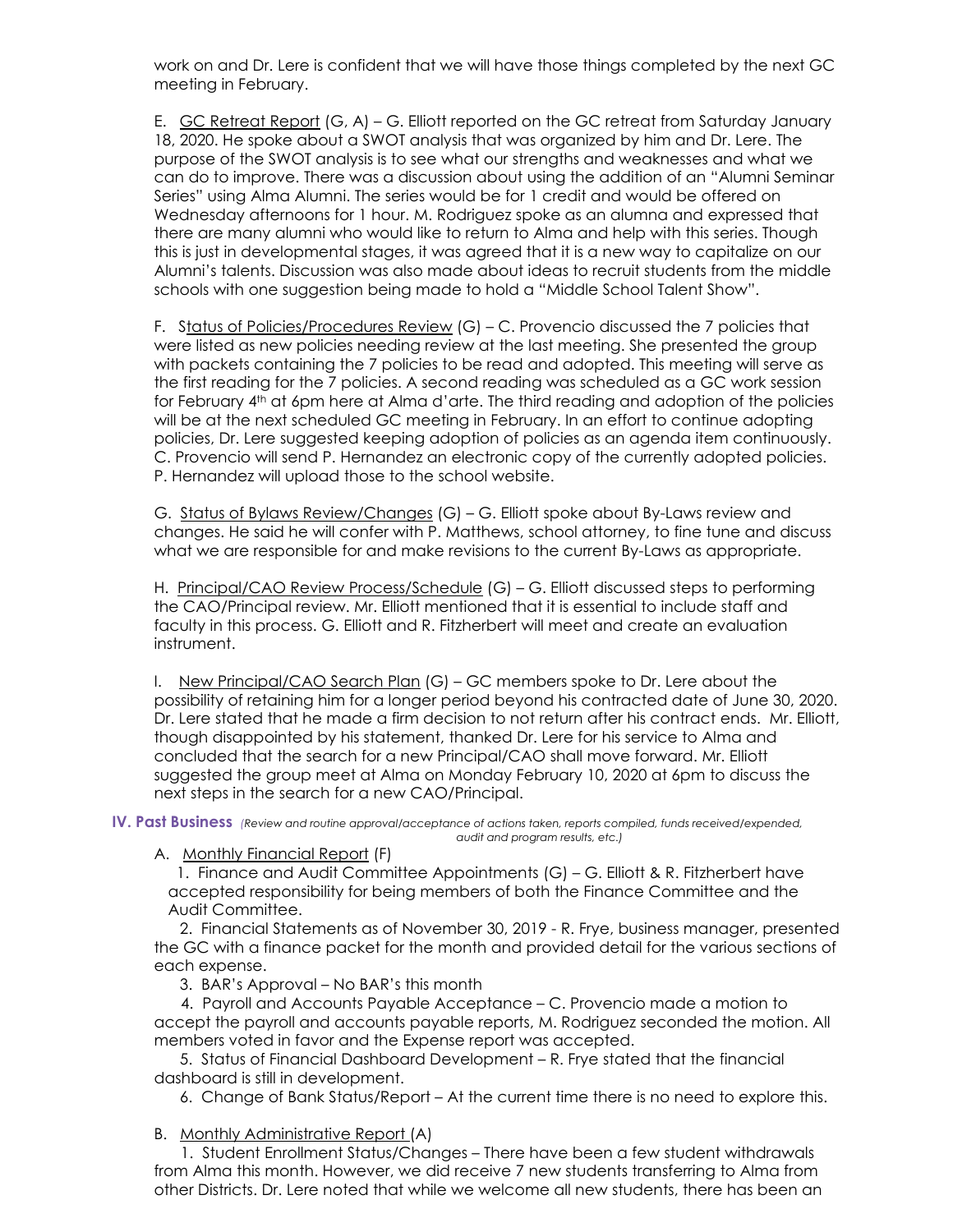work on and Dr. Lere is confident that we will have those things completed by the next GC meeting in February.

E. GC Retreat Report (G, A) – G. Elliott reported on the GC retreat from Saturday January 18, 2020. He spoke about a SWOT analysis that was organized by him and Dr. Lere. The purpose of the SWOT analysis is to see what our strengths and weaknesses and what we can do to improve. There was a discussion about using the addition of an "Alumni Seminar Series" using Alma Alumni. The series would be for 1 credit and would be offered on Wednesday afternoons for 1 hour. M. Rodriguez spoke as an alumna and expressed that there are many alumni who would like to return to Alma and help with this series. Though this is just in developmental stages, it was agreed that it is a new way to capitalize on our Alumni's talents. Discussion was also made about ideas to recruit students from the middle schools with one suggestion being made to hold a "Middle School Talent Show".

F. Status of Policies/Procedures Review (G) – C. Provencio discussed the 7 policies that were listed as new policies needing review at the last meeting. She presented the group with packets containing the 7 policies to be read and adopted. This meeting will serve as the first reading for the 7 policies. A second reading was scheduled as a GC work session for February 4th at 6pm here at Alma d'arte. The third reading and adoption of the policies will be at the next scheduled GC meeting in February. In an effort to continue adopting policies, Dr. Lere suggested keeping adoption of policies as an agenda item continuously. C. Provencio will send P. Hernandez an electronic copy of the currently adopted policies. P. Hernandez will upload those to the school website.

G. Status of Bylaws Review/Changes (G) – G. Elliott spoke about By-Laws review and changes. He said he will confer with P. Matthews, school attorney, to fine tune and discuss what we are responsible for and make revisions to the current By-Laws as appropriate.

H. Principal/CAO Review Process/Schedule (G) – G. Elliott discussed steps to performing the CAO/Principal review. Mr. Elliott mentioned that it is essential to include staff and faculty in this process. G. Elliott and R. Fitzherbert will meet and create an evaluation instrument.

I. New Principal/CAO Search Plan (G) – GC members spoke to Dr. Lere about the possibility of retaining him for a longer period beyond his contracted date of June 30, 2020. Dr. Lere stated that he made a firm decision to not return after his contract ends. Mr. Elliott, though disappointed by his statement, thanked Dr. Lere for his service to Alma and concluded that the search for a new Principal/CAO shall move forward. Mr. Elliott suggested the group meet at Alma on Monday February 10, 2020 at 6pm to discuss the next steps in the search for a new CAO/Principal.

## IV. Past Business *(Review and routine approval/acceptance of actions taken, reports compiled, funds received/expended, audit and program results, etc.)*

A. Monthly Financial Report (F)

1. Finance and Audit Committee Appointments (G) – G. Elliott & R. Fitzherbert have accepted responsibility for being members of both the Finance Committee and the Audit Committee.
2. Financial Statements as of November 30, 2019 - R. Frye, business manager, presented the GC with a finance packet for the month and provided detail for the various sections of each expense.
3. BAR's Approval – No BAR's this month
4. Payroll and Accounts Payable Acceptance – C. Provencio made a motion to accept the payroll and accounts payable reports, M. Rodriguez seconded the motion. All members voted in favor and the Expense report was accepted.
5. Status of Financial Dashboard Development – R. Frye stated that the financial dashboard is still in development.
6. Change of Bank Status/Report – At the current time there is no need to explore this.

B. Monthly Administrative Report (A)

1. Student Enrollment Status/Changes – There have been a few student withdrawals from Alma this month. However, we did receive 7 new students transferring to Alma from other Districts. Dr. Lere noted that while we welcome all new students, there has been an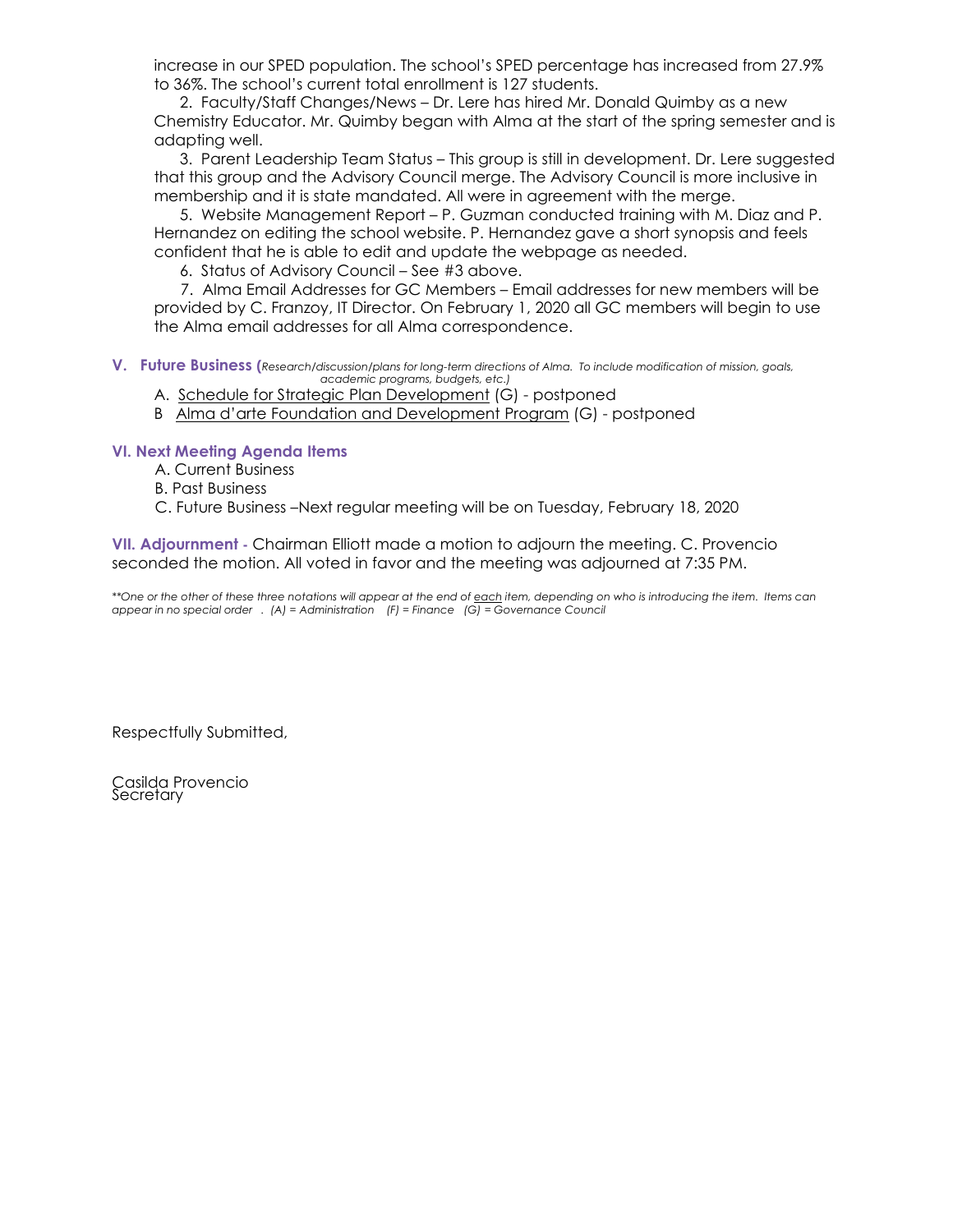increase in our SPED population. The school's SPED percentage has increased from 27.9% to 36%. The school's current total enrollment is 127 students.

2. Faculty/Staff Changes/News – Dr. Lere has hired Mr. Donald Quimby as a new Chemistry Educator. Mr. Quimby began with Alma at the start of the spring semester and is adapting well.

3. Parent Leadership Team Status – This group is still in development. Dr. Lere suggested that this group and the Advisory Council merge. The Advisory Council is more inclusive in membership and it is state mandated. All were in agreement with the merge.

5. Website Management Report – P. Guzman conducted training with M. Diaz and P. Hernandez on editing the school website. P. Hernandez gave a short synopsis and feels confident that he is able to edit and update the webpage as needed.

6. Status of Advisory Council – See #3 above.

7. Alma Email Addresses for GC Members – Email addresses for new members will be provided by C. Franzoy, IT Director. On February 1, 2020 all GC members will begin to use the Alma email addresses for all Alma correspondence.

## V. Future Business (*Research/discussion/plans for long-term directions of Alma. To include modification of mission, goals, academic programs, budgets, etc.)*

A. Schedule for Strategic Plan Development (G) - postponed

B Alma d'arte Foundation and Development Program (G) - postponed

## VI. Next Meeting Agenda Items

A. Current Business

B. Past Business

C. Future Business –Next regular meeting will be on Tuesday, February 18, 2020

**VII. Adjournment -** Chairman Elliott made a motion to adjourn the meeting. C. Provencio seconded the motion. All voted in favor and the meeting was adjourned at 7:35 PM.

*\*\*One or the other of these three notations will appear at the end of each item, depending on who is introducing the item. Items can appear in no special order . (A) = Administration (F) = Finance (G) = Governance Council*

Respectfully Submitted,

Casilda Provencio
Secretary